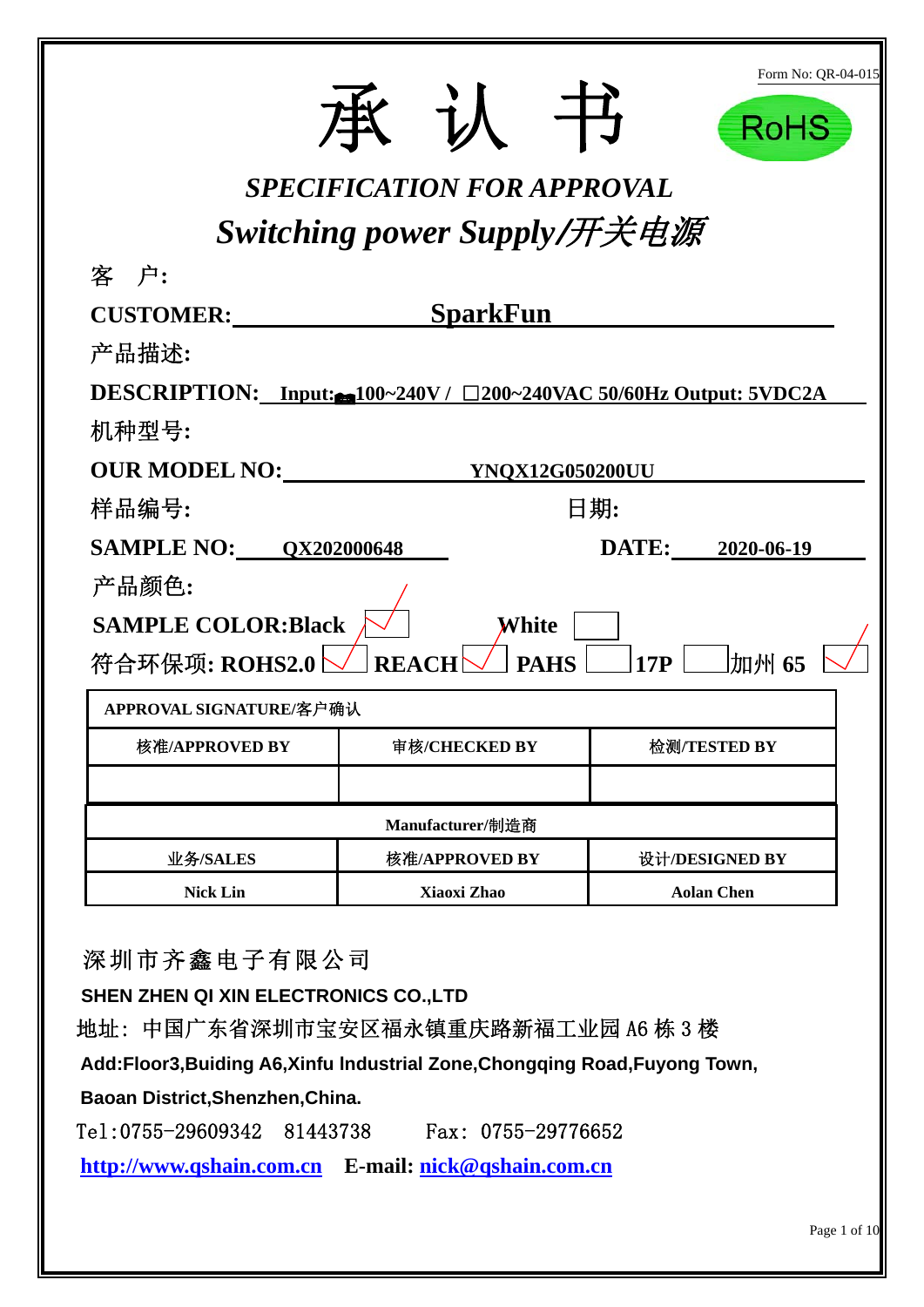Form No: QR-04-015

# 承 认 书

RoHS

## *SPECIFICATION FOR APPROVAL*

## *Switching power Supply/开关电源*

客　户:

**CUSTOMER:** **SparkFun**

产品描述:

**DESCRIPTION:** **Input:■100~240V / □200~240VAC 50/60Hz Output: 5VDC2A**

机种型号:

**OUR MODEL NO:** **YNQX12G050200UU**

样品编号: 日期:

**SAMPLE NO:** **QX202000648** **DATE:** **2020-06-19**

产品颜色:

**SAMPLE COLOR:Black** ☑ **White** ☐

符合环保项: **ROHS2.0** ☑ **REACH** ☑ **PAHS** ☐ **17P** ☐ 加州 **65** ☑

| APPROVAL SIGNATURE/客户确认 | | |
|---|---|---|
| 核准/APPROVED BY | 审核/CHECKED BY | 检测/TESTED BY |
| | | |

| Manufacturer/制造商 | | |
|---|---|---|
| 业务/SALES | 核准/APPROVED BY | 设计/DESIGNED BY |
| Nick Lin | Xiaoxi Zhao | Aolan Chen |

深圳市齐鑫电子有限公司

**SHEN ZHEN QI XIN ELECTRONICS CO.,LTD**

地址: 中国广东省深圳市宝安区福永镇重庆路新福工业园 A6 栋 3 楼

**Add:Floor3,Buiding A6,Xinfu Industrial Zone,Chongqing Road,Fuyong Town,**

**Baoan District,Shenzhen,China.**

Tel:0755-29609342 81443738 Fax: 0755-29776652

**http://www.qshain.com.cn** **E-mail: nick@qshain.com.cn**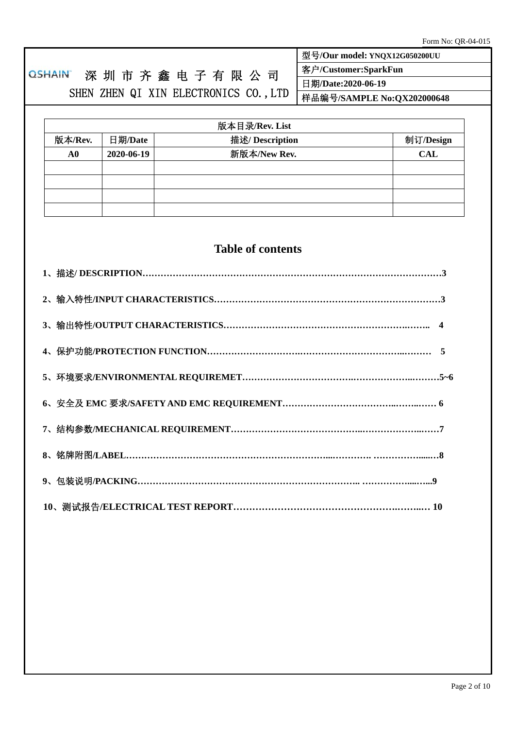Form No: QR-04-015

| QSHAIN 深圳市齐鑫电子有限公司 SHEN ZHEN QI XIN ELECTRONICS CO.,LTD | 型号/Our model: YNQX12G050200UU |
|---|---|
| | 客户/Customer:SparkFun |
| | 日期/Date:2020-06-19 |
| | 样品编号/SAMPLE No:QX202000648 |

| 版本目录/Rev. List | | | |
|---|---|---|---|
| 版本/Rev. | 日期/Date | 描述/ Description | 制订/Design |
| A0 | 2020-06-19 | 新版本/New Rev. | CAL |
| | | | |
| | | | |
| | | | |
| | | | |

## Table of contents

**1、描述/ DESCRIPTION……………………………………………………………………………………3**

**2、输入特性/INPUT CHARACTERISTICS…………………………………………………………………3**

**3、输出特性/OUTPUT CHARACTERISTICS………………………………………………………….…….. 4**

**4、保护功能/PROTECTION FUNCTION……………………….……………………………..……… 5**

**5、环境要求/ENVIRONMENTAL REQUIREMET…………………………….……………….………5~6**

**6、安全及 EMC 要求/SAFETY AND EMC REQUIREMENT……………………………..……..…… 6**

**7、结构参数/MECHANICAL REQUIREMENT………………………………..……………….……7**

**8、铭牌附图/LABEL……………………………………………………...…………. ……………......…8**

**9、包装说明/PACKING……………………………………………………………….. …………......…...9**

**10、测试报告/ELECTRICAL TEST REPORT………………………………………….……..… 10**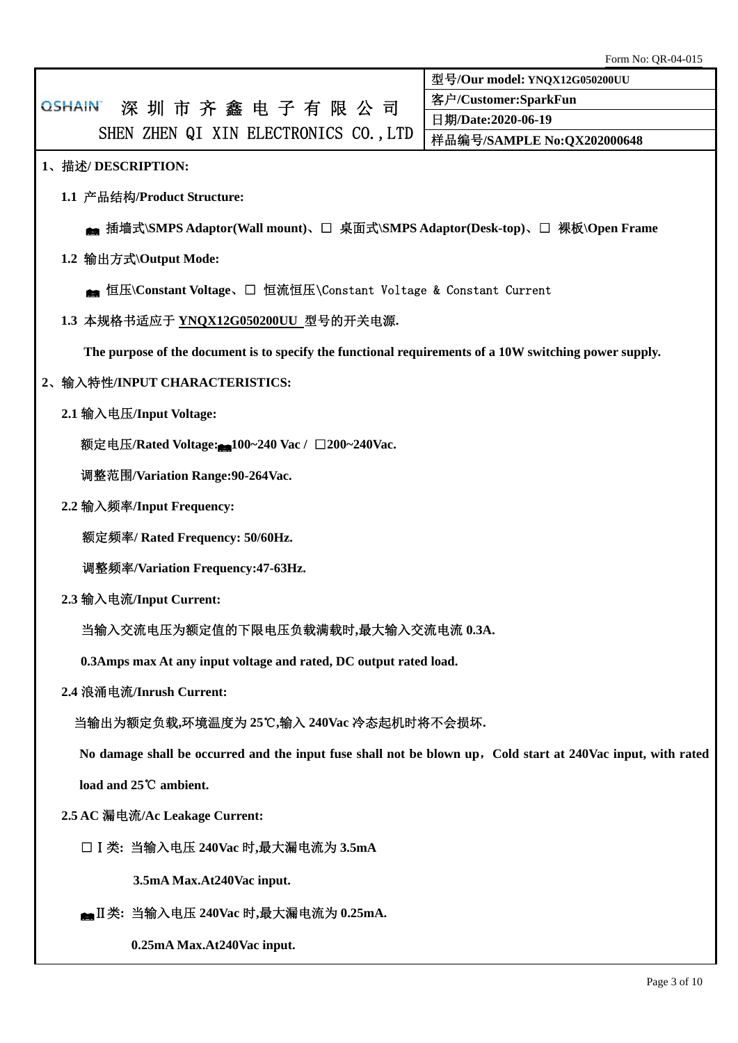| | 型号/Our model: YNQX12G050200UU |
|---|---|
| QSHAIN 深 圳 市 齐 鑫 电 子 有 限 公 司 | 客户/Customer:SparkFun |
| SHEN ZHEN QI XIN ELECTRONICS CO.,LTD | 日期/Date:2020-06-19 |
| | 样品编号/SAMPLE No:QX202000648 |

**1、描述/ DESCRIPTION:**

**1.1 产品结构/Product Structure:**

■ **插墙式\SMPS Adaptor(Wall mount)、□ 桌面式\SMPS Adaptor(Desk-top)、□ 裸板\Open Frame**

**1.2 输出方式\Output Mode:**

■ **恒压\Constant Voltage**、□ 恒流恒压\Constant Voltage & Constant Current

**1.3 本规格书适应于 YNQX12G050200UU 型号的开关电源.**

**The purpose of the document is to specify the functional requirements of a 10W switching power supply.**

**2、输入特性/INPUT CHARACTERISTICS:**

**2.1 输入电压/Input Voltage:**

**额定电压/Rated Voltage:■100~240 Vac / □200~240Vac.**

**调整范围/Variation Range:90-264Vac.**

**2.2 输入频率/Input Frequency:**

**额定频率/ Rated Frequency: 50/60Hz.**

**调整频率/Variation Frequency:47-63Hz.**

**2.3 输入电流/Input Current:**

**当输入交流电压为额定值的下限电压负载满载时,最大输入交流电流 0.3A.**

**0.3Amps max At any input voltage and rated, DC output rated load.**

**2.4 浪涌电流/Inrush Current:**

**当输出为额定负载,环境温度为 25℃,输入 240Vac 冷态起机时将不会损坏.**

**No damage shall be occurred and the input fuse shall not be blown up，Cold start at 240Vac input, with rated load and 25℃ ambient.**

**2.5 AC 漏电流/Ac Leakage Current:**

**□ Ⅰ类: 当输入电压 240Vac 时,最大漏电流为 3.5mA**

**3.5mA Max.At240Vac input.**

**■ Ⅱ类: 当输入电压 240Vac 时,最大漏电流为 0.25mA.**

**0.25mA Max.At240Vac input.**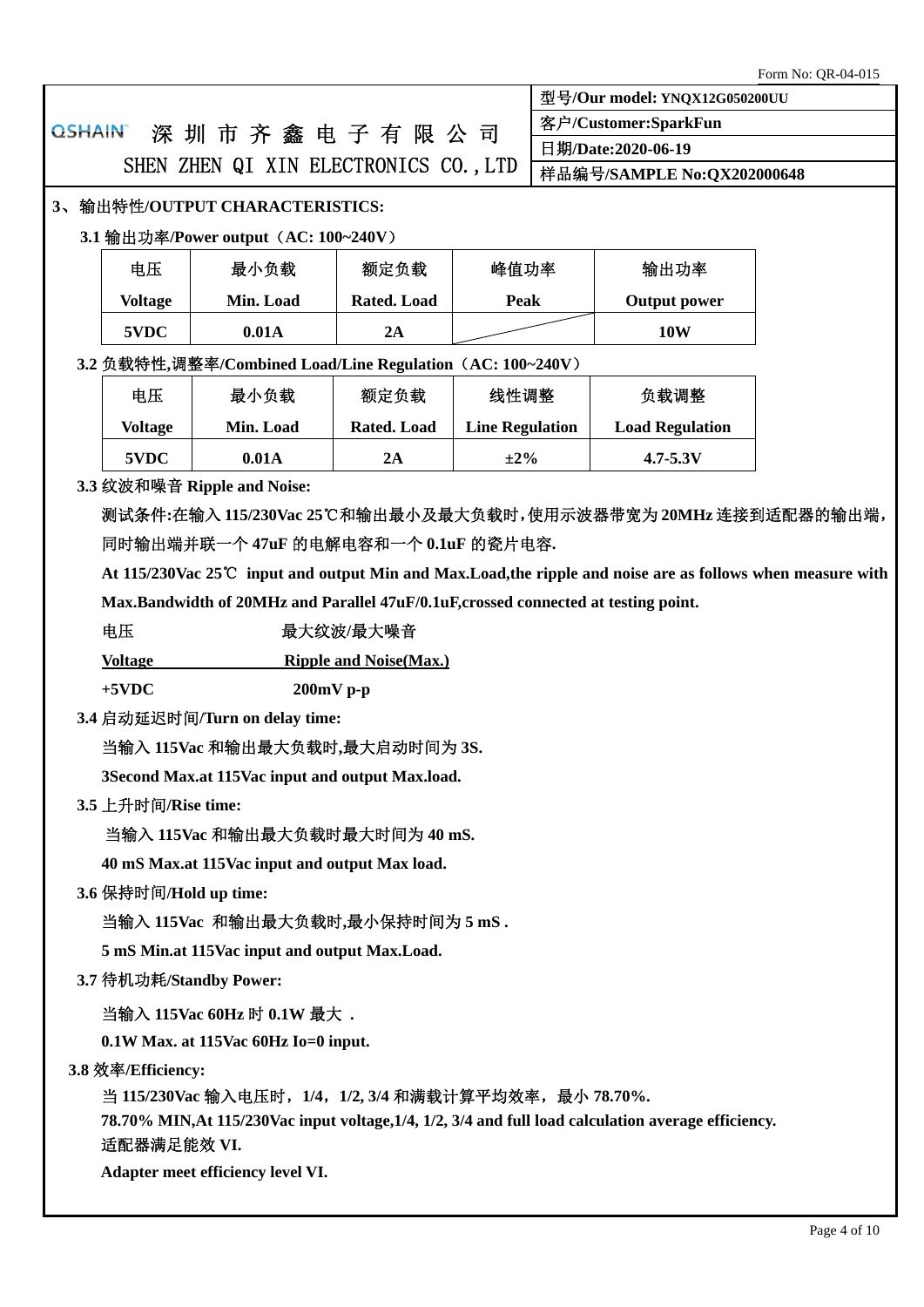Form No: QR-04-015

| QSHAIN 深圳市齐鑫电子有限公司 SHEN ZHEN QI XIN ELECTRONICS CO.,LTD | 型号/Our model: YNQX12G050200UU |
|---|---|
| | 客户/Customer:SparkFun |
| | 日期/Date:2020-06-19 |
| | 样品编号/SAMPLE No:QX202000648 |

## 3、输出特性/OUTPUT CHARACTERISTICS:

### 3.1 输出功率/Power output（AC: 100~240V）

| 电压 Voltage | 最小负载 Min. Load | 额定负载 Rated. Load | 峰值功率 Peak | 输出功率 Output power |
|---|---|---|---|---|
| 5VDC | 0.01A | 2A | | 10W |

### 3.2 负载特性,调整率/Combined Load/Line Regulation（AC: 100~240V）

| 电压 Voltage | 最小负载 Min. Load | 额定负载 Rated. Load | 线性调整 Line Regulation | 负载调整 Load Regulation |
|---|---|---|---|---|
| 5VDC | 0.01A | 2A | ±2% | 4.7-5.3V |

### 3.3 纹波和噪音 Ripple and Noise:

测试条件:在输入 115/230Vac 25℃和输出最小及最大负载时,使用示波器带宽为 20MHz 连接到适配器的输出端,同时输出端并联一个 47uF 的电解电容和一个 0.1uF 的瓷片电容.

**At 115/230Vac 25℃ input and output Min and Max.Load,the ripple and noise are as follows when measure with Max.Bandwidth of 20MHz and Parallel 47uF/0.1uF,crossed connected at testing point.**

| 电压 Voltage | 最大纹波/最大噪音 Ripple and Noise(Max.) |
|---|---|
| +5VDC | 200mV p-p |

### 3.4 启动延迟时间/Turn on delay time:

当输入 115Vac 和输出最大负载时,最大启动时间为 3S.

**3Second Max.at 115Vac input and output Max.load.**

### 3.5 上升时间/Rise time:

当输入 115Vac 和输出最大负载时最大时间为 40 mS.

**40 mS Max.at 115Vac input and output Max load.**

### 3.6 保持时间/Hold up time:

当输入 115Vac 和输出最大负载时,最小保持时间为 5 mS .

**5 mS Min.at 115Vac input and output Max.Load.**

### 3.7 待机功耗/Standby Power:

当输入 115Vac 60Hz 时 0.1W 最大 .

**0.1W Max. at 115Vac 60Hz Io=0 input.**

### 3.8 效率/Efficiency:

当 115/230Vac 输入电压时，1/4，1/2, 3/4 和满载计算平均效率，最小 78.70%.

**78.70% MIN,At 115/230Vac input voltage,1/4, 1/2, 3/4 and full load calculation average efficiency.**

适配器满足能效 VI.

**Adapter meet efficiency level VI.**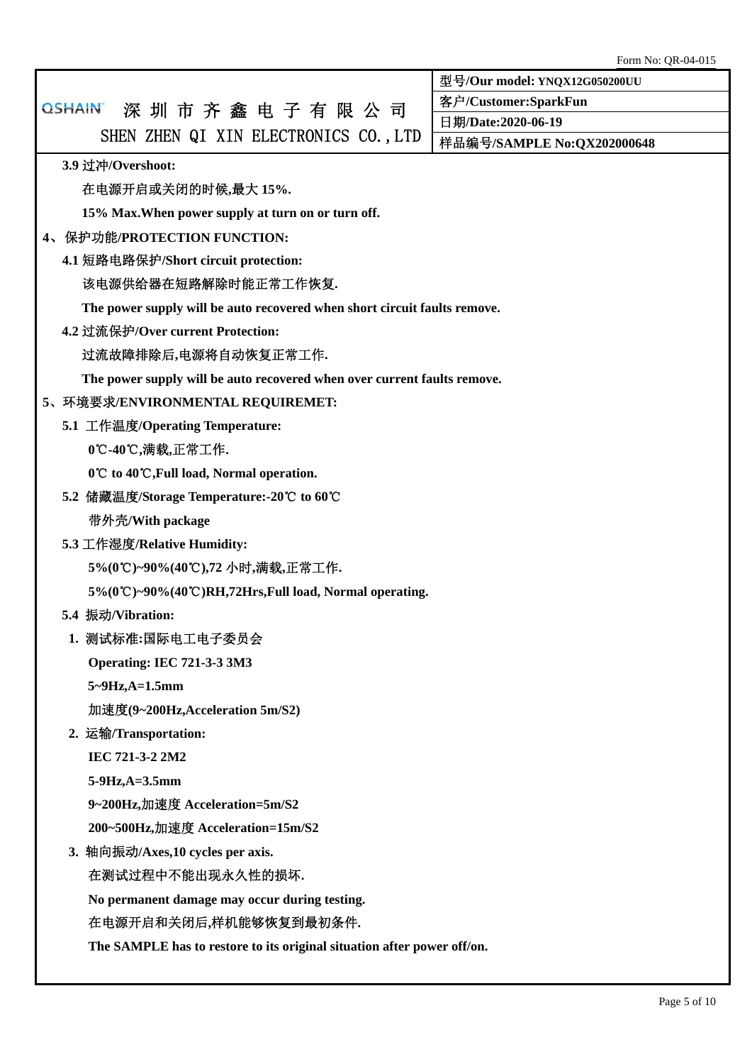Form No: QR-04-015

| QSHAIN 深 圳 市 齐 鑫 电 子 有 限 公 司<br>SHEN ZHEN QI XIN ELECTRONICS CO.,LTD | 型号/Our model: YNQX12G050200UU |
|---|---|
| | 客户/Customer:SparkFun |
| | 日期/Date:2020-06-19 |
| | 样品编号/SAMPLE No:QX202000648 |

**3.9 过冲/Overshoot:**

在电源开启或关闭的时候,最大 **15%.**

**15% Max.When power supply at turn on or turn off.**

## 4、保护功能/PROTECTION FUNCTION:

**4.1 短路电路保护/Short circuit protection:**

该电源供给器在短路解除时能正常工作恢复.

**The power supply will be auto recovered when short circuit faults remove.**

**4.2 过流保护/Over current Protection:**

过流故障排除后,电源将自动恢复正常工作.

**The power supply will be auto recovered when over current faults remove.**

## 5、环境要求/ENVIRONMENTAL REQUIREMET:

**5.1 工作温度/Operating Temperature:**

**0℃-40℃**,满载,正常工作.

**0℃ to 40℃,Full load, Normal operation.**

**5.2 储藏温度/Storage Temperature:-20℃ to 60℃**

带外壳/**With package**

**5.3 工作湿度/Relative Humidity:**

**5%(0℃)~90%(40℃),72** 小时,满载,正常工作.

**5%(0℃)~90%(40℃)RH,72Hrs,Full load, Normal operating.**

**5.4 振动/Vibration:**

1. 测试标准:国际电工电子委员会

   **Operating: IEC 721-3-3 3M3**

   **5~9Hz,A=1.5mm**

   加速度**(9~200Hz,Acceleration 5m/S2)**

2. 运输/**Transportation:**

   **IEC 721-3-2 2M2**

   **5-9Hz,A=3.5mm**

   **9~200Hz,**加速度 **Acceleration=5m/S2**

   **200~500Hz,**加速度 **Acceleration=15m/S2**

3. 轴向振动/**Axes,10 cycles per axis.**

   在测试过程中不能出现永久性的损坏.

   **No permanent damage may occur during testing.**

   在电源开启和关闭后,样机能够恢复到最初条件.

   **The SAMPLE has to restore to its original situation after power off/on.**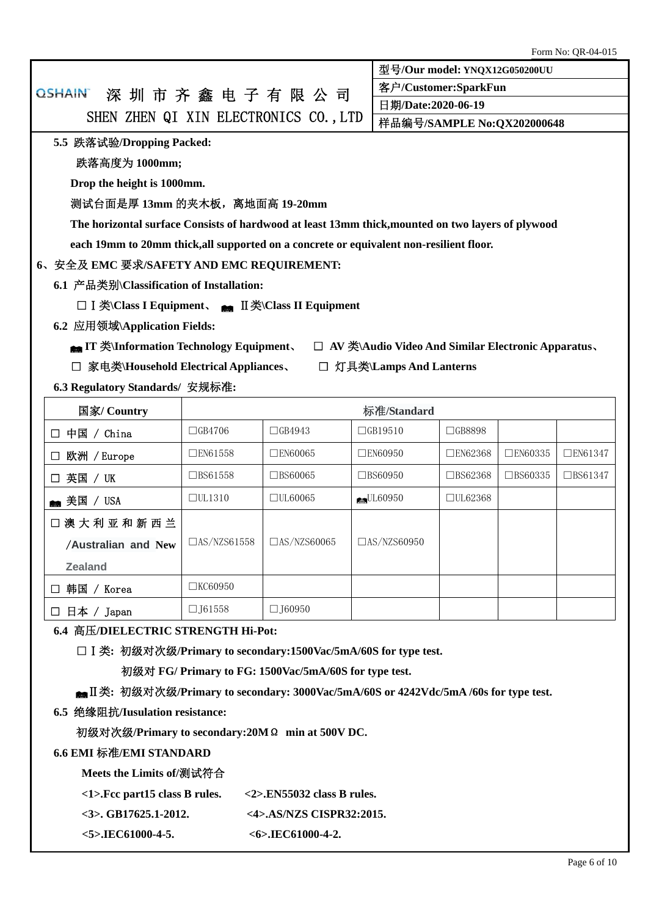Form No: QR-04-015

| QSHAIN 深圳市齐鑫电子有限公司 SHEN ZHEN QI XIN ELECTRONICS CO.,LTD | 型号/Our model: YNQX12G050200UU |
|---|---|
| | 客户/Customer:SparkFun |
| | 日期/Date:2020-06-19 |
| | 样品编号/SAMPLE No:QX202000648 |

**5.5 跌落试验/Dropping Packed:**

**跌落高度为 1000mm;**

**Drop the height is 1000mm.**

**测试台面是厚 13mm 的夹木板，离地面高 19-20mm**

**The horizontal surface Consists of hardwood at least 13mm thick,mounted on two layers of plywood each 19mm to 20mm thick,all supported on a concrete or equivalent non-resilient floor.**

**6、安全及 EMC 要求/SAFETY AND EMC REQUIREMENT:**

**6.1 产品类别\Classification of Installation:**

□ Ⅰ类\Class I Equipment、 ■ Ⅱ类\Class II Equipment

**6.2 应用领域\Application Fields:**

■ IT 类\Information Technology Equipment、 □ AV 类\Audio Video And Similar Electronic Apparatus、

□ 家电类\Household Electrical Appliances、 □ 灯具类\Lamps And Lanterns

**6.3 Regulatory Standards/ 安规标准:**

| 国家/ Country | 标准/Standard | | | | | |
|---|---|---|---|---|---|---|
| □ 中国 / China | □GB4706 | □GB4943 | □GB19510 | □GB8898 | | |
| □ 欧洲 / Europe | □EN61558 | □EN60065 | □EN60950 | □EN62368 | □EN60335 | □EN61347 |
| □ 英国 / UK | □BS61558 | □BS60065 | □BS60950 | □BS62368 | □BS60335 | □BS61347 |
| ■ 美国 / USA | □UL1310 | □UL60065 | ■UL60950 | □UL62368 | | |
| □ 澳大利亚和新西兰 /Australian and New Zealand | □AS/NZS61558 | □AS/NZS60065 | □AS/NZS60950 | | | |
| □ 韩国 / Korea | □KC60950 | | | | | |
| □ 日本 / Japan | □J61558 | □J60950 | | | | |

**6.4 高压/DIELECTRIC STRENGTH Hi-Pot:**

□ Ⅰ类: 初级对次级/Primary to secondary:1500Vac/5mA/60S for type test.

初级对 FG/ Primary to FG: 1500Vac/5mA/60S for type test.

■ Ⅱ类: 初级对次级/Primary to secondary: 3000Vac/5mA/60S or 4242Vdc/5mA /60s for type test.

**6.5 绝缘阻抗/Iusulation resistance:**

初级对次级/Primary to secondary:20MΩ min at 500V DC.

**6.6 EMI 标准/EMI STANDARD**

**Meets the Limits of/测试符合**

<1>.Fcc part15 class B rules. <2>.EN55032 class B rules.

<3>. GB17625.1-2012. <4>.AS/NZS CISPR32:2015.

<5>.IEC61000-4-5. <6>.IEC61000-4-2.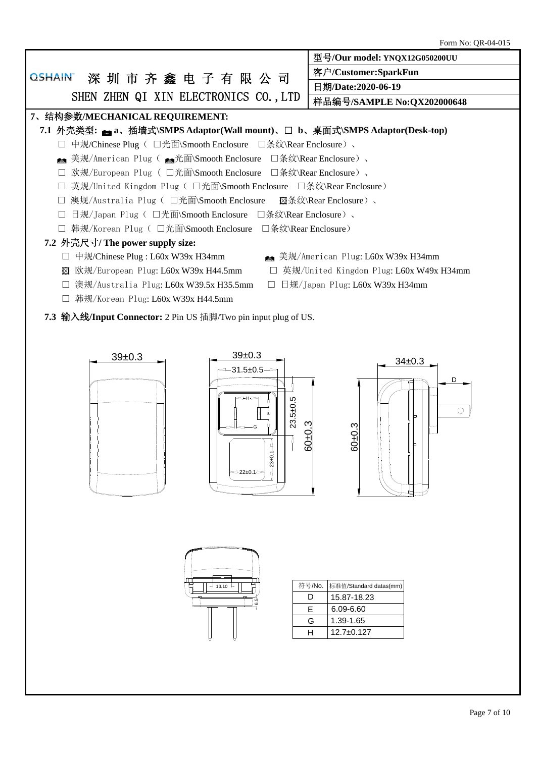Form No: QR-04-015

| QSHAIN 深圳市齐鑫电子有限公司 SHEN ZHEN QI XIN ELECTRONICS CO.,LTD | 型号/Our model: YNQX12G050200UU |
|---|---|
| | 客户/Customer:SparkFun |
| | 日期/Date:2020-06-19 |
| | 样品编号/SAMPLE No:QX202000648 |

## 7、结构参数/MECHANICAL REQUIREMENT:

### 7.1 外壳类型: ■ a、插墙式\SMPS Adaptor(Wall mount)、□ b、桌面式\SMPS Adaptor(Desk-top)

- □ 中规/Chinese Plug（ □光面\Smooth Enclosure □条纹\Rear Enclosure）、
- ■ 美规/American Plug（ ■光面\Smooth Enclosure □条纹\Rear Enclosure）、
- □ 欧规/European Plug（ □光面\Smooth Enclosure □条纹\Rear Enclosure）、
- □ 英规/United Kingdom Plug（ □光面\Smooth Enclosure □条纹\Rear Enclosure）
- □ 澳规/Australia Plug（ □光面\Smooth Enclosure ☒条纹\Rear Enclosure）、
- □ 日规/Japan Plug（ □光面\Smooth Enclosure □条纹\Rear Enclosure）、
- □ 韩规/Korean Plug（ □光面\Smooth Enclosure □条纹\Rear Enclosure）

### 7.2 外壳尺寸/ The power supply size:

- □ 中规/Chinese Plug : L60x W39x H34mm
- ■ 美规/American Plug: L60x W39x H34mm
- ☒ 欧规/European Plug: L60x W39x H44.5mm
- □ 英规/United Kingdom Plug: L60x W49x H34mm
- □ 澳规/Australia Plug: L60x W39.5x H35.5mm
- □ 日规/Japan Plug: L60x W39x H34mm
- □ 韩规/Korean Plug: L60x W39x H44.5mm

### 7.3 输入线/Input Connector: 2 Pin US 插脚/Two pin input plug of US.

39±0.3 &nbsp; 39±0.3 &nbsp; 31.5±0.5 &nbsp; 23.5±0.5 &nbsp; 60±0.3 &nbsp; 23±0.1 &nbsp; 22±0.1 &nbsp; 34±0.3 &nbsp; 60±0.3 &nbsp; 13.10 &nbsp; 6.5

| 符号/No. | 标准值/Standard datas(mm) |
|---|---|
| D | 15.87-18.23 |
| E | 6.09-6.60 |
| G | 1.39-1.65 |
| H | 12.7±0.127 |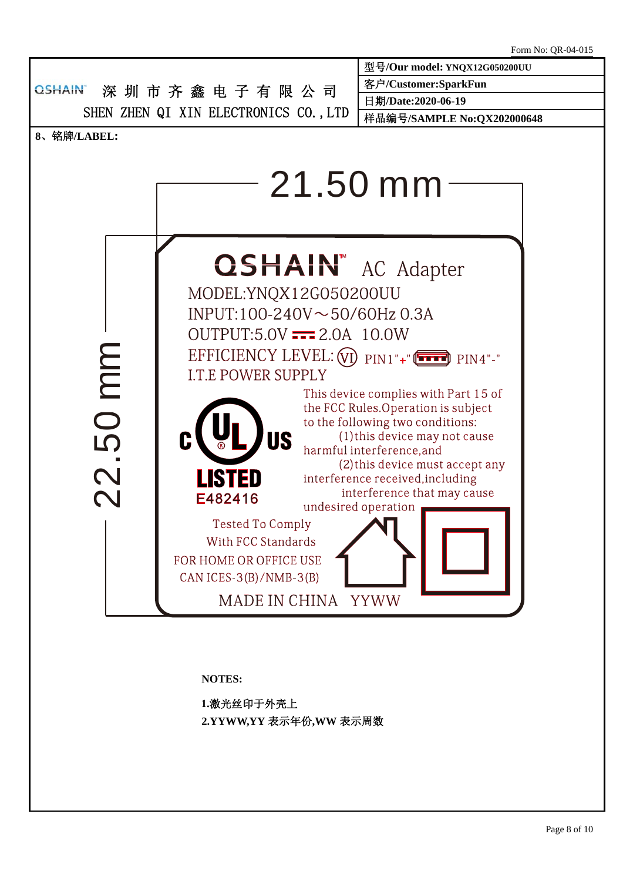Form No: QR-04-015

| QSHAIN 深圳市齐鑫电子有限公司 SHEN ZHEN QI XIN ELECTRONICS CO.,LTD | 型号/Our model: YNQX12G050200UU |
|---|---|
| | 客户/Customer:SparkFun |
| | 日期/Date:2020-06-19 |
| | 样品编号/SAMPLE No:QX202000648 |

**8、铭牌/LABEL:**

21.50 mm

22.50 mm

QSHAIN™ AC Adapter

MODEL:YNQX12G050200UU

INPUT:100-240V～50/60Hz 0.3A

OUTPUT:5.0V ⎓ 2.0A 10.0W

EFFICIENCY LEVEL: (VI) PIN1"+" PIN4"-"

I.T.E POWER SUPPLY

c UL US LISTED E482416

This device complies with Part 15 of the FCC Rules.Operation is subject to the following two conditions: (1)this device may not cause harmful interference,and (2)this device must accept any interference received,including interference that may cause undesired operation

Tested To Comply With FCC Standards FOR HOME OR OFFICE USE

CAN ICES-3(B)/NMB-3(B)

MADE IN CHINA YYWW

**NOTES:**

**1.**激光丝印于外壳上

**2.YYWW,YY** 表示年份**,WW** 表示周数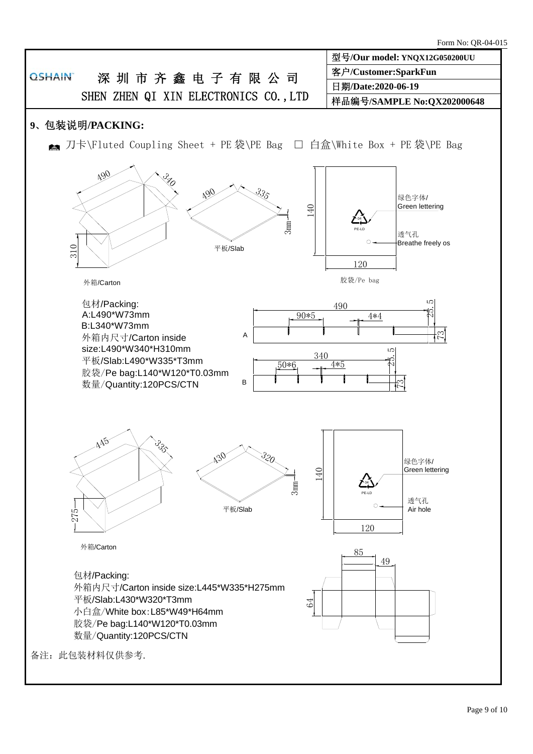Form No: QR-04-015

| QSHAIN 深圳市齐鑫电子有限公司 SHEN ZHEN QI XIN ELECTRONICS CO.,LTD | 型号/Our model: YNQX12G050200UU |
|---|---|
| | 客户/Customer:SparkFun |
| | 日期/Date:2020-06-19 |
| | 样品编号/SAMPLE No:QX202000648 |

## 9、包装说明/PACKING:

☒ 刀卡\Fluted Coupling Sheet + PE 袋\PE Bag　☐ 白盒\White Box + PE 袋\PE Bag

490　340　310

外箱/Carton

490　335　3mm

平板/Slab

140　120

绿色字体/Green lettering

透气孔 Breathe freely os

胶袋/Pe bag

包材/Packing:
A:L490*W73mm
B:L340*W73mm
外箱内尺寸/Carton inside size:L490*W340*H310mm
平板/Slab:L490*W335*T3mm
胶袋/Pe bag:L140*W120*T0.03mm
数量/Quantity:120PCS/CTN

A: 490　90*5　4*4　25.5　73

B: 340　50*6　4*5　25.5　73

445　335　275

外箱/Carton

430　320　3mm

平板/Slab

140　120

绿色字体/Green lettering

透气孔 Air hole

包材/Packing:
外箱内尺寸/Carton inside size:L445*W335*H275mm
平板/Slab:L430*W320*T3mm
小白盒/White box:L85*W49*H64mm
胶袋/Pe bag:L140*W120*T0.03mm
数量/Quantity:120PCS/CTN

85　49　64

备注：此包装材料仅供参考.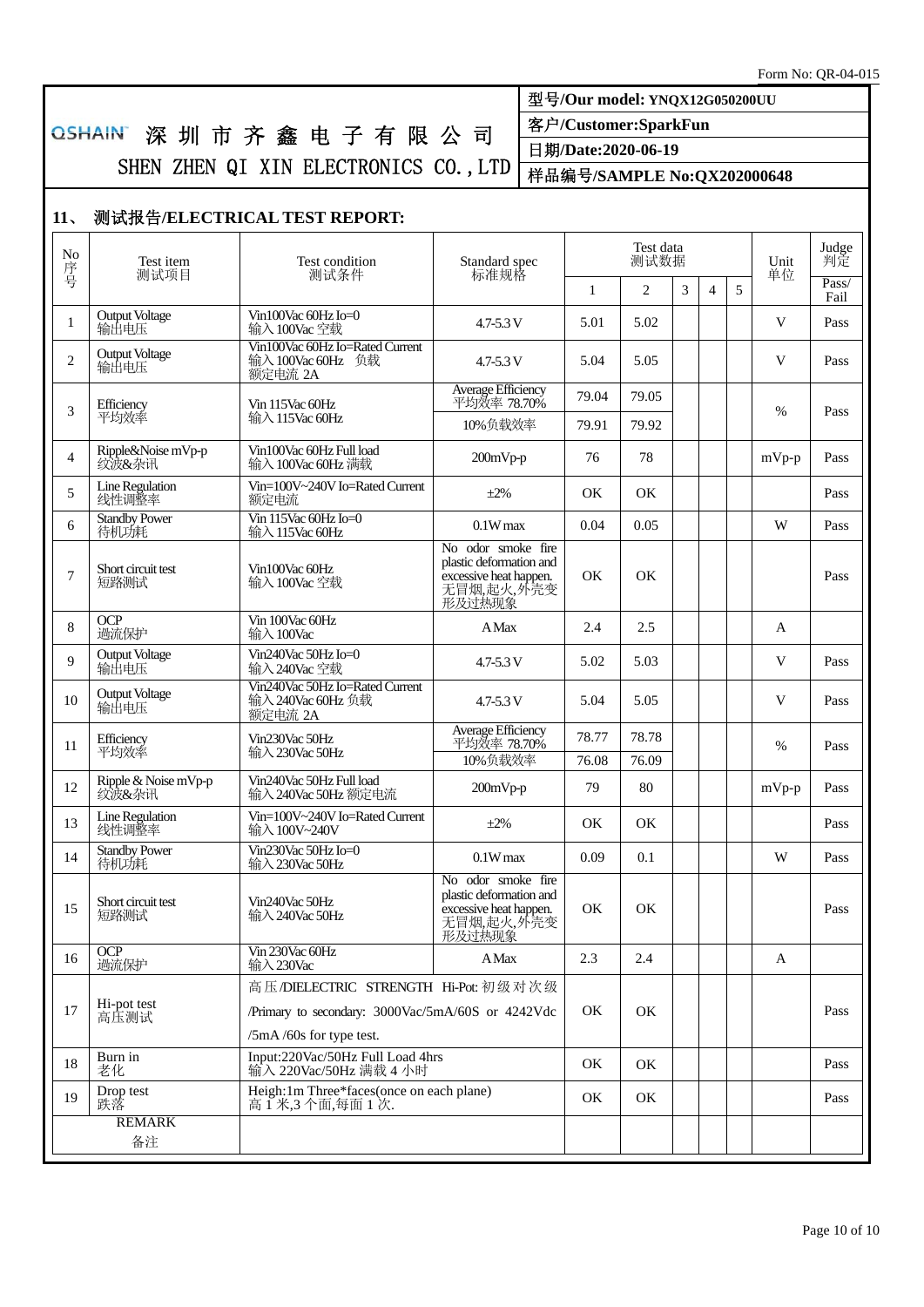Form No: QR-04-015

| | |
|---|---|
| QSHAIN 深圳市齐鑫电子有限公司 SHEN ZHEN QI XIN ELECTRONICS CO.,LTD | 型号/Our model: YNQX12G050200UU |
| | 客户/Customer:SparkFun |
| | 日期/Date:2020-06-19 |
| | 样品编号/SAMPLE No:QX202000648 |

## 11、 测试报告/ELECTRICAL TEST REPORT:

| No 序号 | Test item 测试项目 | Test condition 测试条件 | Standard spec 标准规格 | Test data 测试数据 | | | | | Unit 单位 | Judge 判定 |
|---|---|---|---|---|---|---|---|---|---|---|
| | | | | 1 | 2 | 3 | 4 | 5 | | Pass/ Fail |
| 1 | Output Voltage 输出电压 | Vin100Vac 60Hz Io=0 输入 100Vac 空载 | 4.7-5.3 V | 5.01 | 5.02 | | | | V | Pass |
| 2 | Output Voltage 输出电压 | Vin100Vac 60Hz Io=Rated Current 输入 100Vac 60Hz 负载 额定电流 2A | 4.7-5.3 V | 5.04 | 5.05 | | | | V | Pass |
| 3 | Efficiency 平均效率 | Vin 115Vac 60Hz 输入 115Vac 60Hz | Average Efficiency 平均效率 78.70% | 79.04 | 79.05 | | | | % | Pass |
| | | | 10%负载效率 | 79.91 | 79.92 | | | | | |
| 4 | Ripple&Noise mVp-p 纹波&杂讯 | Vin100Vac 60Hz Full load 输入 100Vac 60Hz 满载 | 200mVp-p | 76 | 78 | | | | mVp-p | Pass |
| 5 | Line Regulation 线性调整率 | Vin=100V~240V Io=Rated Current 额定电流 | ±2% | OK | OK | | | | | Pass |
| 6 | Standby Power 待机功耗 | Vin 115Vac 60Hz Io=0 输入 115Vac 60Hz | 0.1W max | 0.04 | 0.05 | | | | W | Pass |
| 7 | Short circuit test 短路测试 | Vin100Vac 60Hz 输入 100Vac 空载 | No odor smoke fire plastic deformation and excessive heat happen. 无冒烟,起火,外壳变形及过热现象 | OK | OK | | | | | Pass |
| 8 | OCP 過流保护 | Vin 100Vac 60Hz 输入 100Vac | A Max | 2.4 | 2.5 | | | | A | |
| 9 | Output Voltage 输出电压 | Vin240Vac 50Hz Io=0 输入 240Vac 空载 | 4.7-5.3 V | 5.02 | 5.03 | | | | V | Pass |
| 10 | Output Voltage 输出电压 | Vin240Vac 50Hz Io=Rated Current 输入 240Vac 60Hz 负载 额定电流 2A | 4.7-5.3 V | 5.04 | 5.05 | | | | V | Pass |
| 11 | Efficiency 平均效率 | Vin230Vac 50Hz 输入 230Vac 50Hz | Average Efficiency 平均效率 78.70% | 78.77 | 78.78 | | | | % | Pass |
| | | | 10%负载效率 | 76.08 | 76.09 | | | | | |
| 12 | Ripple & Noise mVp-p 纹波&杂讯 | Vin240Vac 50Hz Full load 输入 240Vac 50Hz 额定电流 | 200mVp-p | 79 | 80 | | | | mVp-p | Pass |
| 13 | Line Regulation 线性调整率 | Vin=100V~240V Io=Rated Current 输入 100V~240V | ±2% | OK | OK | | | | | Pass |
| 14 | Standby Power 待机功耗 | Vin230Vac 50Hz Io=0 输入 230Vac 50Hz | 0.1W max | 0.09 | 0.1 | | | | W | Pass |
| 15 | Short circuit test 短路测试 | Vin240Vac 50Hz 输入 240Vac 50Hz | No odor smoke fire plastic deformation and excessive heat happen. 无冒烟,起火,外壳变形及过热现象 | OK | OK | | | | | Pass |
| 16 | OCP 過流保护 | Vin 230Vac 60Hz 输入 230Vac | A Max | 2.3 | 2.4 | | | | A | |
| 17 | Hi-pot test 高压测试 | 高压/DIELECTRIC STRENGTH Hi-Pot: 初级对次级 /Primary to secondary: 3000Vac/5mA/60S or 4242Vdc /5mA /60s for type test. | | OK | OK | | | | | Pass |
| 18 | Burn in 老化 | Input:220Vac/50Hz Full Load 4hrs 输入 220Vac/50Hz 满载 4 小时 | | OK | OK | | | | | Pass |
| 19 | Drop test 跌落 | Heigh:1m Three*faces(once on each plane) 高 1 米,3 个面,每面 1 次. | | OK | OK | | | | | Pass |
| REMARK 备注 | | | | | | | | | | |